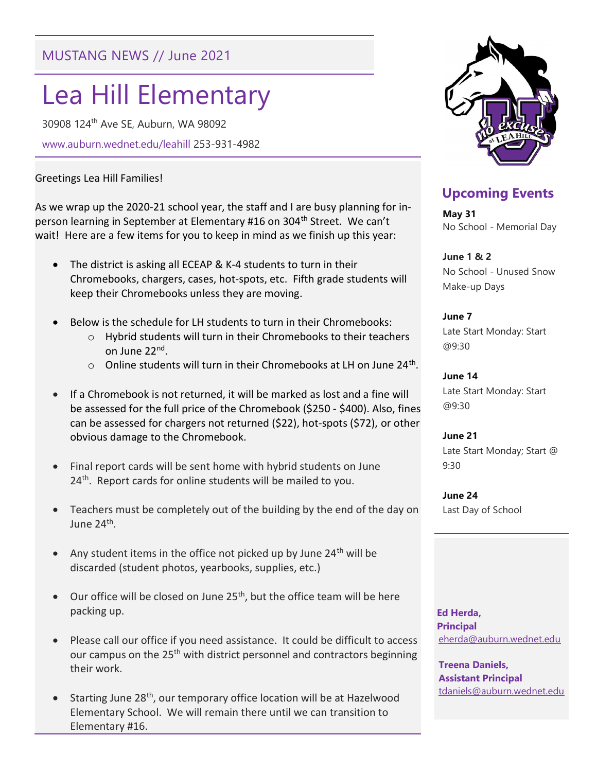MUSTANG NEWS // June 2021

# Lea Hill Elementary

30908 124th Ave SE, Auburn, WA 98092

www.auburn.wednet.edu/leahill 253-931-4982

Greetings Lea Hill Families!

As we wrap up the 2020-21 school year, the staff and I are busy planning for in-person learning in September at Elementary #16 on 304th Street. We can't wait! Here are a few items for you to keep in mind as we finish up this year:

- The district is asking all ECEAP & K-4 students to turn in their Chromebooks, chargers, cases, hot-spots, etc. Fifth grade students will keep their Chromebooks unless they are moving.
- Below is the schedule for LH students to turn in their Chromebooks:
  - Hybrid students will turn in their Chromebooks to their teachers on June 22nd.
  - Online students will turn in their Chromebooks at LH on June 24th.
- If a Chromebook is not returned, it will be marked as lost and a fine will be assessed for the full price of the Chromebook ($250 - $400). Also, fines can be assessed for chargers not returned ($22), hot-spots ($72), or other obvious damage to the Chromebook.
- Final report cards will be sent home with hybrid students on June 24th. Report cards for online students will be mailed to you.
- Teachers must be completely out of the building by the end of the day on June 24th.
- Any student items in the office not picked up by June 24th will be discarded (student photos, yearbooks, supplies, etc.)
- Our office will be closed on June 25th, but the office team will be here packing up.
- Please call our office if you need assistance. It could be difficult to access our campus on the 25th with district personnel and contractors beginning their work.
- Starting June 28th, our temporary office location will be at Hazelwood Elementary School. We will remain there until we can transition to Elementary #16.

## Upcoming Events

**May 31**
No School - Memorial Day

**June 1 & 2**
No School - Unused Snow Make-up Days

**June 7**
Late Start Monday: Start @9:30

**June 14**
Late Start Monday: Start @9:30

**June 21**
Late Start Monday; Start @ 9:30

**June 24**
Last Day of School

**Ed Herda, Principal**
eherda@auburn.wednet.edu

**Treena Daniels, Assistant Principal**
tdaniels@auburn.wednet.edu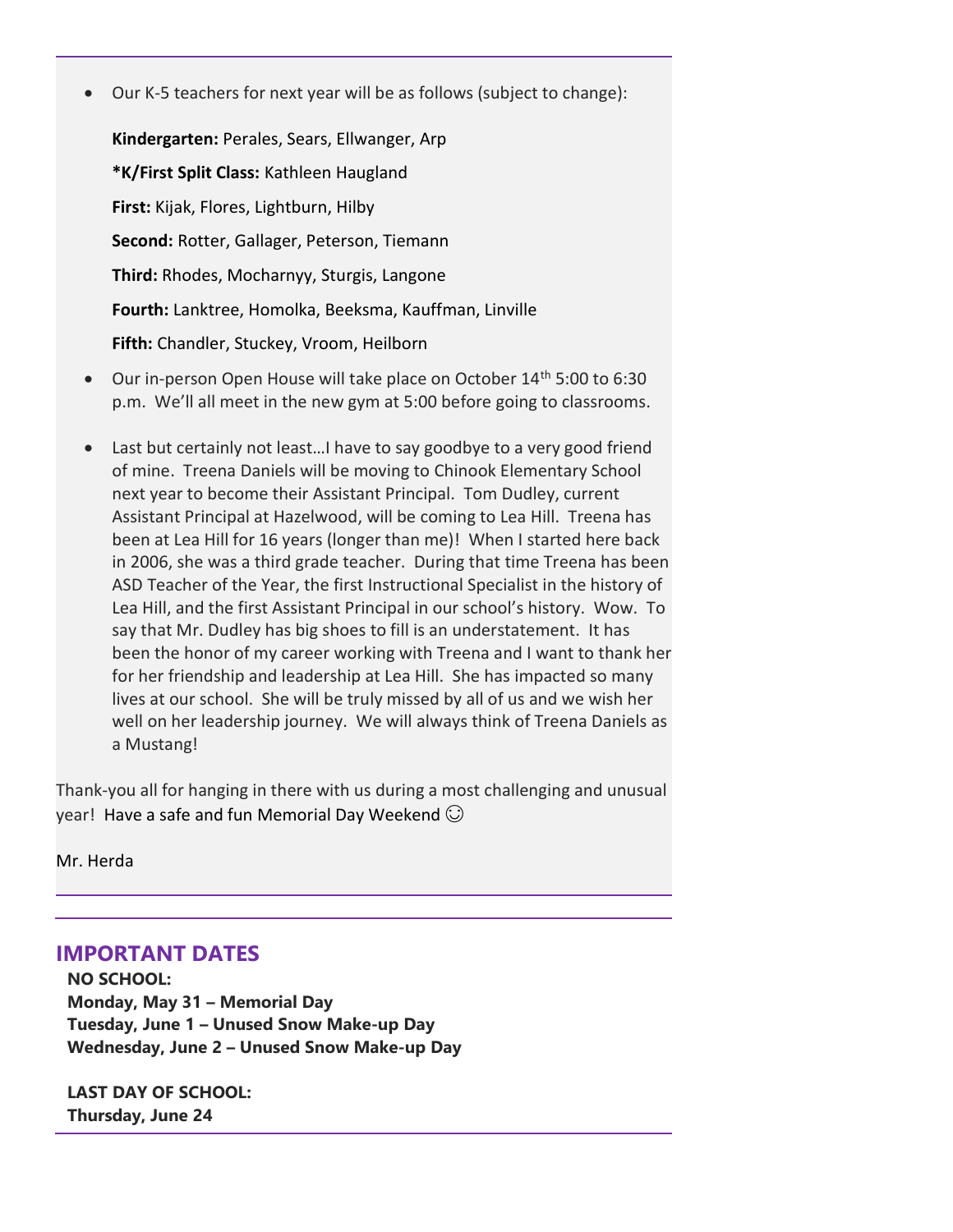- Our K-5 teachers for next year will be as follows (subject to change):

  **Kindergarten:** Perales, Sears, Ellwanger, Arp

  ***K/First Split Class:** Kathleen Haugland

  **First:** Kijak, Flores, Lightburn, Hilby

  **Second:** Rotter, Gallager, Peterson, Tiemann

  **Third:** Rhodes, Mocharnyy, Sturgis, Langone

  **Fourth:** Lanktree, Homolka, Beeksma, Kauffman, Linville

  **Fifth:** Chandler, Stuckey, Vroom, Heilborn

- Our in-person Open House will take place on October 14th 5:00 to 6:30 p.m. We'll all meet in the new gym at 5:00 before going to classrooms.

- Last but certainly not least…I have to say goodbye to a very good friend of mine. Treena Daniels will be moving to Chinook Elementary School next year to become their Assistant Principal. Tom Dudley, current Assistant Principal at Hazelwood, will be coming to Lea Hill. Treena has been at Lea Hill for 16 years (longer than me)! When I started here back in 2006, she was a third grade teacher. During that time Treena has been ASD Teacher of the Year, the first Instructional Specialist in the history of Lea Hill, and the first Assistant Principal in our school's history. Wow. To say that Mr. Dudley has big shoes to fill is an understatement. It has been the honor of my career working with Treena and I want to thank her for her friendship and leadership at Lea Hill. She has impacted so many lives at our school. She will be truly missed by all of us and we wish her well on her leadership journey. We will always think of Treena Daniels as a Mustang!

Thank-you all for hanging in there with us during a most challenging and unusual year! Have a safe and fun Memorial Day Weekend ☺

Mr. Herda

## IMPORTANT DATES

**NO SCHOOL:**
**Monday, May 31 – Memorial Day**
**Tuesday, June 1 – Unused Snow Make-up Day**
**Wednesday, June 2 – Unused Snow Make-up Day**

**LAST DAY OF SCHOOL:**
**Thursday, June 24**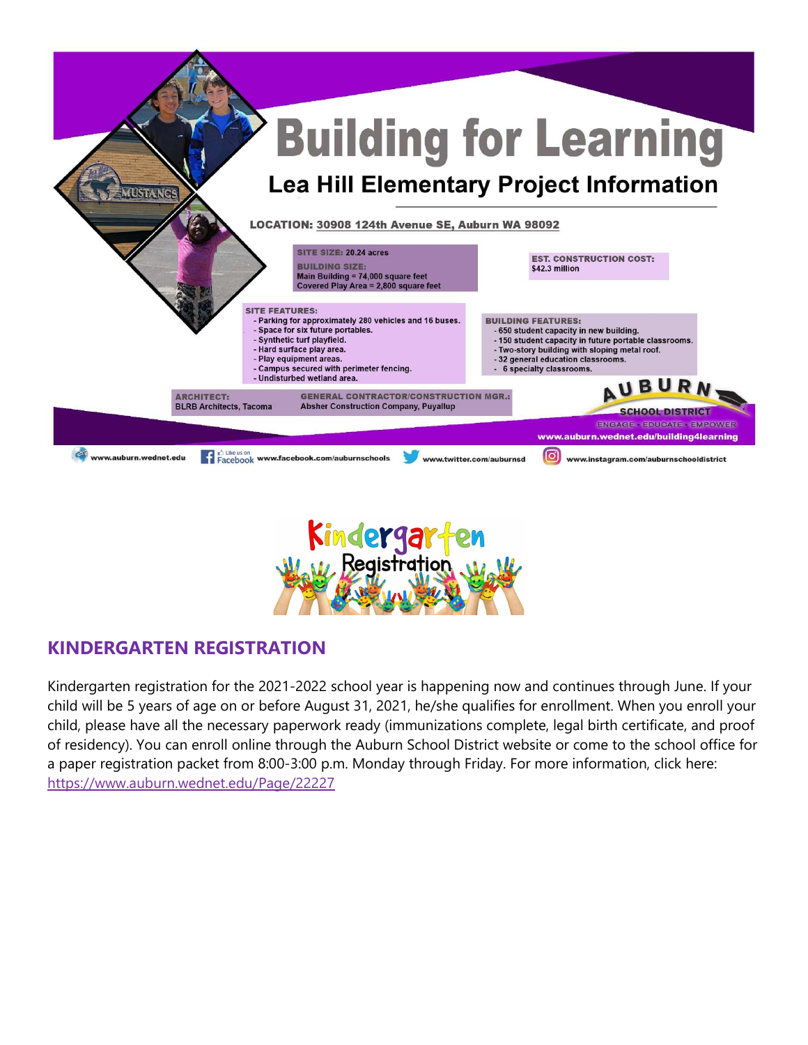# Building for Learning

## Lea Hill Elementary Project Information

**LOCATION:** 30908 124th Avenue SE, Auburn WA 98092

**SITE SIZE:** 20.24 acres

**BUILDING SIZE:**
Main Building = 74,000 square feet
Covered Play Area = 2,800 square feet

**EST. CONSTRUCTION COST:**
$42.3 million

**SITE FEATURES:**
- Parking for approximately 280 vehicles and 16 buses.
- Space for six future portables.
- Synthetic turf playfield.
- Hard surface play area.
- Play equipment areas.
- Campus secured with perimeter fencing.
- Undisturbed wetland area.

**BUILDING FEATURES:**
- 650 student capacity in new building.
- 150 student capacity in future portable classrooms.
- Two-story building with sloping metal roof.
- 32 general education classrooms.
- 6 specialty classrooms.

**ARCHITECT:**
BLRB Architects, Tacoma

**GENERAL CONTRACTOR/CONSTRUCTION MGR.:**
Absher Construction Company, Puyallup

AUBURN SCHOOL DISTRICT
ENGAGE • EDUCATE • EMPOWER
www.auburn.wednet.edu/building4learning

www.auburn.wednet.edu | Like us on Facebook www.facebook.com/auburnschools | www.twitter.com/auburnsd | www.instagram.com/auburnschooldistrict

Kindergarten Registration

## KINDERGARTEN REGISTRATION

Kindergarten registration for the 2021-2022 school year is happening now and continues through June. If your child will be 5 years of age on or before August 31, 2021, he/she qualifies for enrollment. When you enroll your child, please have all the necessary paperwork ready (immunizations complete, legal birth certificate, and proof of residency). You can enroll online through the Auburn School District website or come to the school office for a paper registration packet from 8:00-3:00 p.m. Monday through Friday. For more information, click here: https://www.auburn.wednet.edu/Page/22227